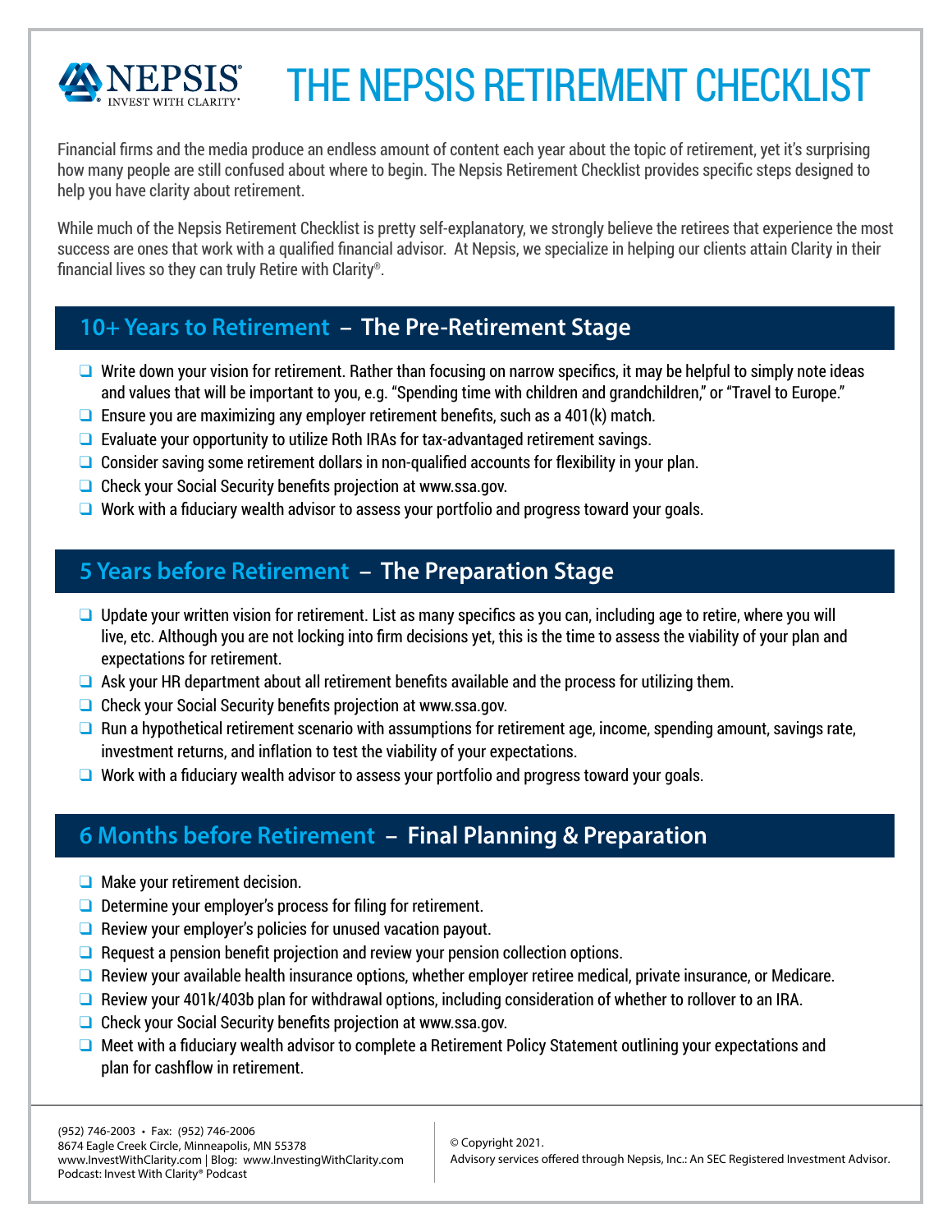# THE NEPSIS RETIREMENT CHECKLIST

NEPSIS® INVEST WITH CLARITY®

Financial firms and the media produce an endless amount of content each year about the topic of retirement, yet it's surprising how many people are still confused about where to begin. The Nepsis Retirement Checklist provides specific steps designed to help you have clarity about retirement.

While much of the Nepsis Retirement Checklist is pretty self-explanatory, we strongly believe the retirees that experience the most success are ones that work with a qualified financial advisor. At Nepsis, we specialize in helping our clients attain Clarity in their financial lives so they can truly Retire with Clarity®.

## 10+ Years to Retirement – The Pre-Retirement Stage

- [ ] Write down your vision for retirement. Rather than focusing on narrow specifics, it may be helpful to simply note ideas and values that will be important to you, e.g. "Spending time with children and grandchildren," or "Travel to Europe."
- [ ] Ensure you are maximizing any employer retirement benefits, such as a 401(k) match.
- [ ] Evaluate your opportunity to utilize Roth IRAs for tax-advantaged retirement savings.
- [ ] Consider saving some retirement dollars in non-qualified accounts for flexibility in your plan.
- [ ] Check your Social Security benefits projection at www.ssa.gov.
- [ ] Work with a fiduciary wealth advisor to assess your portfolio and progress toward your goals.

## 5 Years before Retirement – The Preparation Stage

- [ ] Update your written vision for retirement. List as many specifics as you can, including age to retire, where you will live, etc. Although you are not locking into firm decisions yet, this is the time to assess the viability of your plan and expectations for retirement.
- [ ] Ask your HR department about all retirement benefits available and the process for utilizing them.
- [ ] Check your Social Security benefits projection at www.ssa.gov.
- [ ] Run a hypothetical retirement scenario with assumptions for retirement age, income, spending amount, savings rate, investment returns, and inflation to test the viability of your expectations.
- [ ] Work with a fiduciary wealth advisor to assess your portfolio and progress toward your goals.

## 6 Months before Retirement – Final Planning & Preparation

- [ ] Make your retirement decision.
- [ ] Determine your employer's process for filing for retirement.
- [ ] Review your employer's policies for unused vacation payout.
- [ ] Request a pension benefit projection and review your pension collection options.
- [ ] Review your available health insurance options, whether employer retiree medical, private insurance, or Medicare.
- [ ] Review your 401k/403b plan for withdrawal options, including consideration of whether to rollover to an IRA.
- [ ] Check your Social Security benefits projection at www.ssa.gov.
- [ ] Meet with a fiduciary wealth advisor to complete a Retirement Policy Statement outlining your expectations and plan for cashflow in retirement.

---

(952) 746-2003 • Fax: (952) 746-2006
8674 Eagle Creek Circle, Minneapolis, MN 55378
www.InvestWithClarity.com | Blog: www.InvestingWithClarity.com
Podcast: Invest With Clarity® Podcast

© Copyright 2021.
Advisory services offered through Nepsis, Inc.: An SEC Registered Investment Advisor.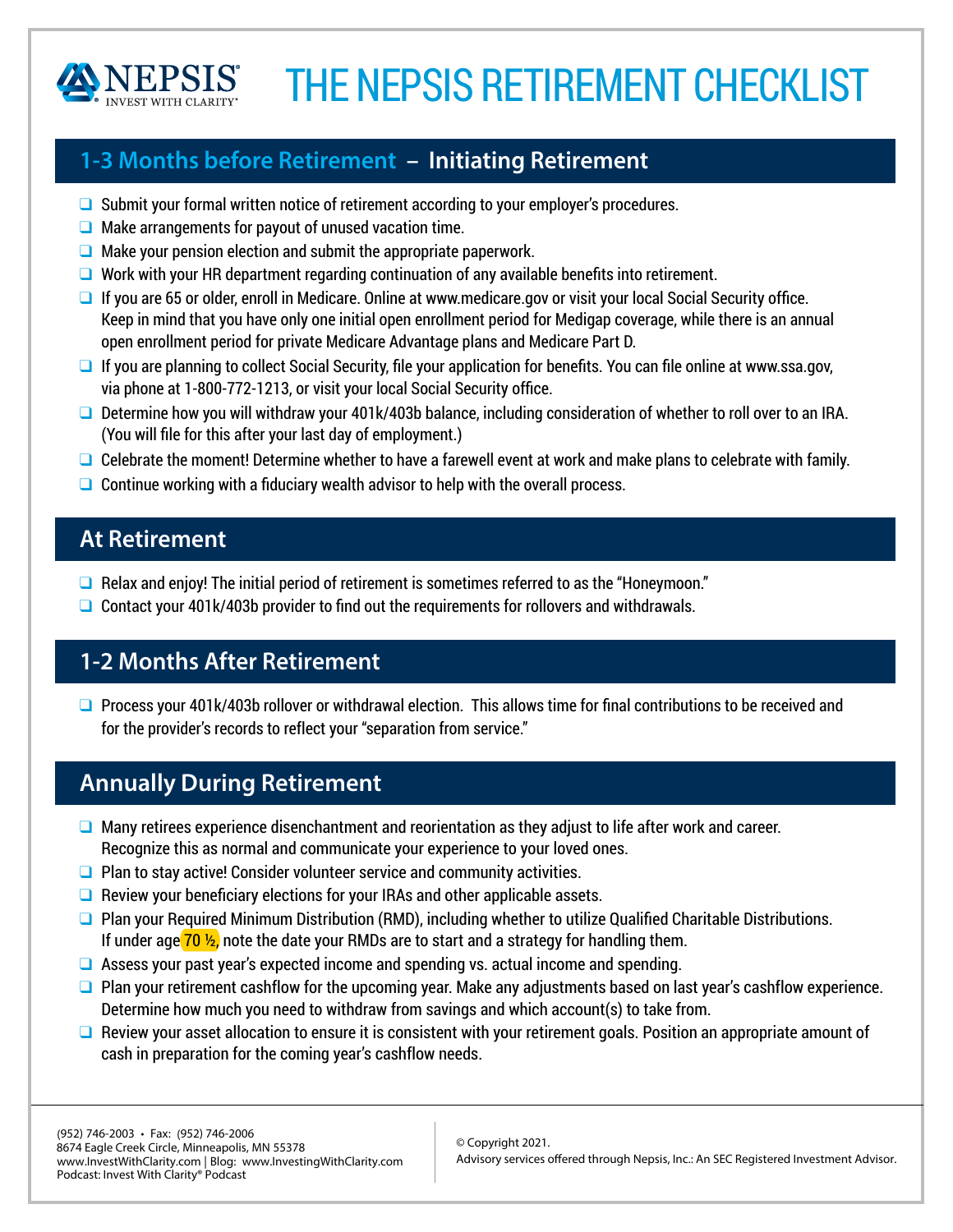# THE NEPSIS RETIREMENT CHECKLIST

## 1-3 Months before Retirement – Initiating Retirement

- ❑ Submit your formal written notice of retirement according to your employer's procedures.
- ❑ Make arrangements for payout of unused vacation time.
- ❑ Make your pension election and submit the appropriate paperwork.
- ❑ Work with your HR department regarding continuation of any available benefits into retirement.
- ❑ If you are 65 or older, enroll in Medicare. Online at www.medicare.gov or visit your local Social Security office. Keep in mind that you have only one initial open enrollment period for Medigap coverage, while there is an annual open enrollment period for private Medicare Advantage plans and Medicare Part D.
- ❑ If you are planning to collect Social Security, file your application for benefits. You can file online at www.ssa.gov, via phone at 1-800-772-1213, or visit your local Social Security office.
- ❑ Determine how you will withdraw your 401k/403b balance, including consideration of whether to roll over to an IRA. (You will file for this after your last day of employment.)
- ❑ Celebrate the moment! Determine whether to have a farewell event at work and make plans to celebrate with family.
- ❑ Continue working with a fiduciary wealth advisor to help with the overall process.

## At Retirement

- ❑ Relax and enjoy! The initial period of retirement is sometimes referred to as the "Honeymoon."
- ❑ Contact your 401k/403b provider to find out the requirements for rollovers and withdrawals.

## 1-2 Months After Retirement

- ❑ Process your 401k/403b rollover or withdrawal election. This allows time for final contributions to be received and for the provider's records to reflect your "separation from service."

## Annually During Retirement

- ❑ Many retirees experience disenchantment and reorientation as they adjust to life after work and career. Recognize this as normal and communicate your experience to your loved ones.
- ❑ Plan to stay active! Consider volunteer service and community activities.
- ❑ Review your beneficiary elections for your IRAs and other applicable assets.
- ❑ Plan your Required Minimum Distribution (RMD), including whether to utilize Qualified Charitable Distributions. If under age 70 ½, note the date your RMDs are to start and a strategy for handling them.
- ❑ Assess your past year's expected income and spending vs. actual income and spending.
- ❑ Plan your retirement cashflow for the upcoming year. Make any adjustments based on last year's cashflow experience. Determine how much you need to withdraw from savings and which account(s) to take from.
- ❑ Review your asset allocation to ensure it is consistent with your retirement goals. Position an appropriate amount of cash in preparation for the coming year's cashflow needs.

(952) 746-2003 • Fax: (952) 746-2006
8674 Eagle Creek Circle, Minneapolis, MN 55378
www.InvestWithClarity.com | Blog: www.InvestingWithClarity.com
Podcast: Invest With Clarity® Podcast

© Copyright 2021.
Advisory services offered through Nepsis, Inc.: An SEC Registered Investment Advisor.